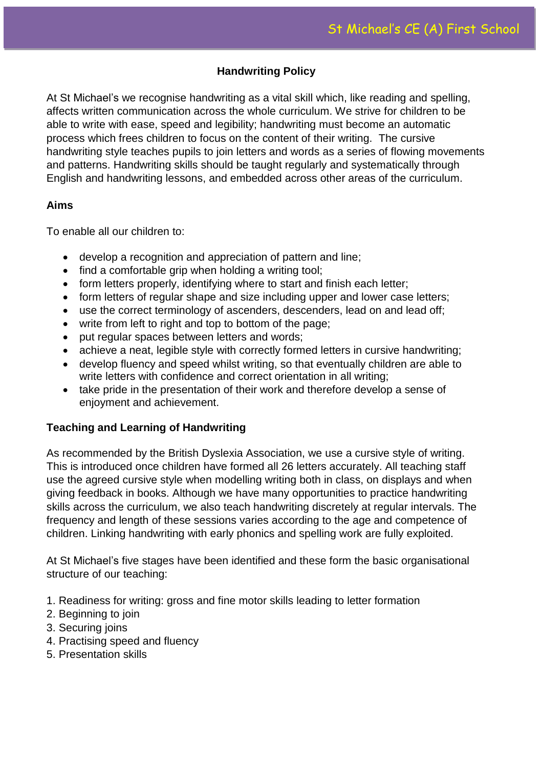# Handwriting Policy

At St Michael's we recognise handwriting as a vital skill which, like reading and spelling, affects written communication across the whole curriculum. We strive for children to be able to write with ease, speed and legibility; handwriting must become an automatic process which frees children to focus on the content of their writing. The cursive handwriting style teaches pupils to join letters and words as a series of flowing movements and patterns. Handwriting skills should be taught regularly and systematically through English and handwriting lessons, and embedded across other areas of the curriculum.

## Aims

To enable all our children to:

- develop a recognition and appreciation of pattern and line;
- find a comfortable grip when holding a writing tool;
- form letters properly, identifying where to start and finish each letter;
- form letters of regular shape and size including upper and lower case letters;
- use the correct terminology of ascenders, descenders, lead on and lead off;
- write from left to right and top to bottom of the page;
- put regular spaces between letters and words;
- achieve a neat, legible style with correctly formed letters in cursive handwriting;
- develop fluency and speed whilst writing, so that eventually children are able to write letters with confidence and correct orientation in all writing;
- take pride in the presentation of their work and therefore develop a sense of enjoyment and achievement.

## Teaching and Learning of Handwriting

As recommended by the British Dyslexia Association, we use a cursive style of writing. This is introduced once children have formed all 26 letters accurately. All teaching staff use the agreed cursive style when modelling writing both in class, on displays and when giving feedback in books. Although we have many opportunities to practice handwriting skills across the curriculum, we also teach handwriting discretely at regular intervals. The frequency and length of these sessions varies according to the age and competence of children. Linking handwriting with early phonics and spelling work are fully exploited.

At St Michael's five stages have been identified and these form the basic organisational structure of our teaching:

1. Readiness for writing: gross and fine motor skills leading to letter formation
2. Beginning to join
3. Securing joins
4. Practising speed and fluency
5. Presentation skills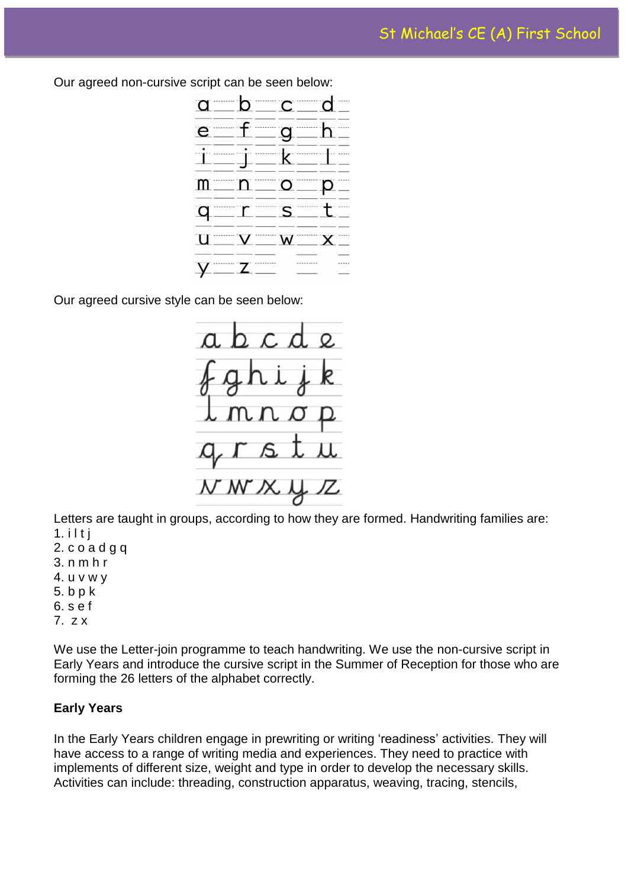Our agreed non-cursive script can be seen below:

Our agreed cursive style can be seen below:

Letters are taught in groups, according to how they are formed. Handwriting families are:
1. i l t j
2. c o a d g q
3. n m h r
4. u v w y
5. b p k
6. s e f
7. z x

We use the Letter-join programme to teach handwriting. We use the non-cursive script in Early Years and introduce the cursive script in the Summer of Reception for those who are forming the 26 letters of the alphabet correctly.

**Early Years**

In the Early Years children engage in prewriting or writing 'readiness' activities. They will have access to a range of writing media and experiences. They need to practice with implements of different size, weight and type in order to develop the necessary skills. Activities can include: threading, construction apparatus, weaving, tracing, stencils,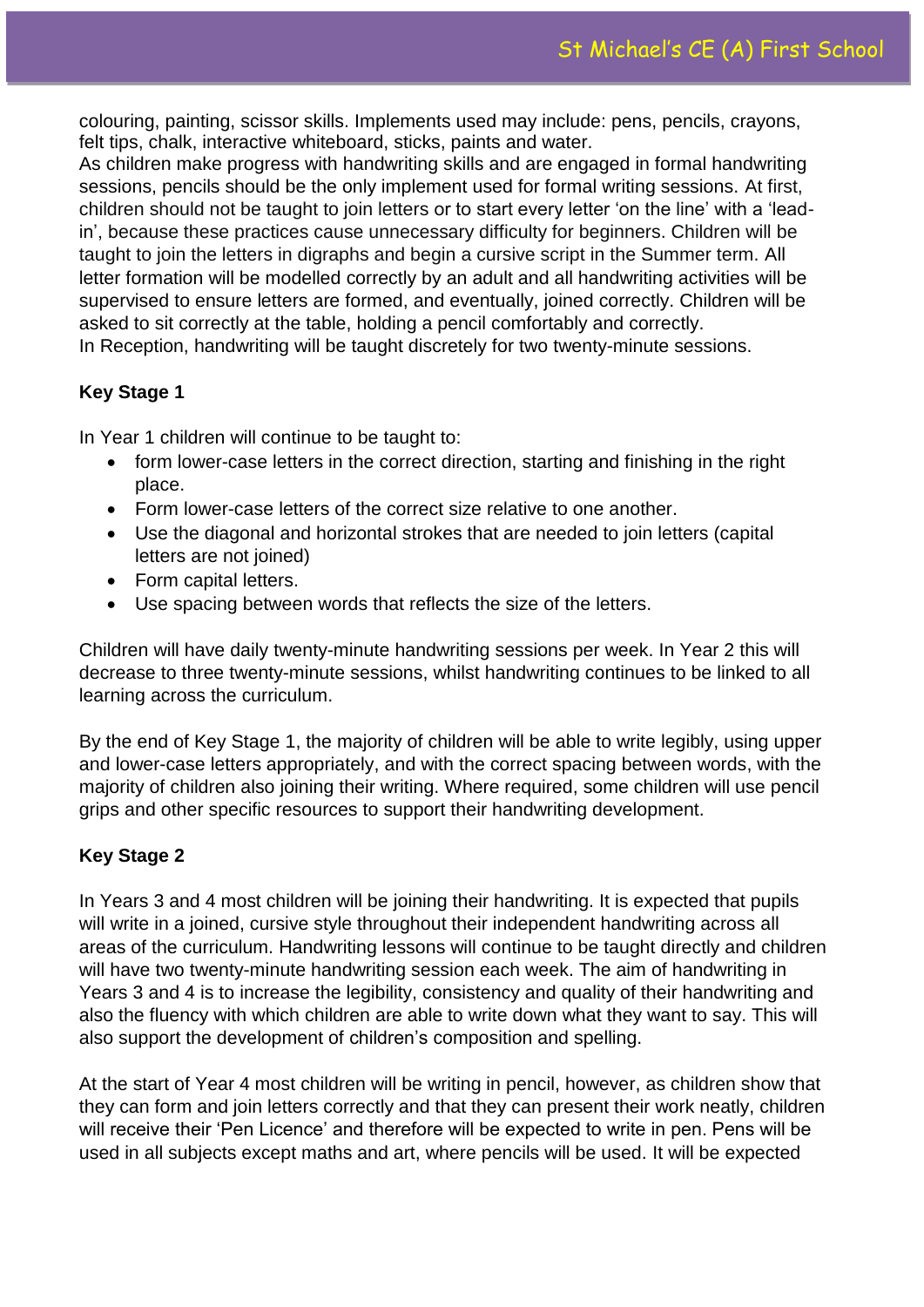colouring, painting, scissor skills. Implements used may include: pens, pencils, crayons, felt tips, chalk, interactive whiteboard, sticks, paints and water.
As children make progress with handwriting skills and are engaged in formal handwriting sessions, pencils should be the only implement used for formal writing sessions. At first, children should not be taught to join letters or to start every letter 'on the line' with a 'lead-in', because these practices cause unnecessary difficulty for beginners. Children will be taught to join the letters in digraphs and begin a cursive script in the Summer term. All letter formation will be modelled correctly by an adult and all handwriting activities will be supervised to ensure letters are formed, and eventually, joined correctly. Children will be asked to sit correctly at the table, holding a pencil comfortably and correctly.
In Reception, handwriting will be taught discretely for two twenty-minute sessions.

**Key Stage 1**

In Year 1 children will continue to be taught to:

- form lower-case letters in the correct direction, starting and finishing in the right place.
- Form lower-case letters of the correct size relative to one another.
- Use the diagonal and horizontal strokes that are needed to join letters (capital letters are not joined)
- Form capital letters.
- Use spacing between words that reflects the size of the letters.

Children will have daily twenty-minute handwriting sessions per week. In Year 2 this will decrease to three twenty-minute sessions, whilst handwriting continues to be linked to all learning across the curriculum.

By the end of Key Stage 1, the majority of children will be able to write legibly, using upper and lower-case letters appropriately, and with the correct spacing between words, with the majority of children also joining their writing. Where required, some children will use pencil grips and other specific resources to support their handwriting development.

**Key Stage 2**

In Years 3 and 4 most children will be joining their handwriting. It is expected that pupils will write in a joined, cursive style throughout their independent handwriting across all areas of the curriculum. Handwriting lessons will continue to be taught directly and children will have two twenty-minute handwriting session each week. The aim of handwriting in Years 3 and 4 is to increase the legibility, consistency and quality of their handwriting and also the fluency with which children are able to write down what they want to say. This will also support the development of children's composition and spelling.

At the start of Year 4 most children will be writing in pencil, however, as children show that they can form and join letters correctly and that they can present their work neatly, children will receive their 'Pen Licence' and therefore will be expected to write in pen. Pens will be used in all subjects except maths and art, where pencils will be used. It will be expected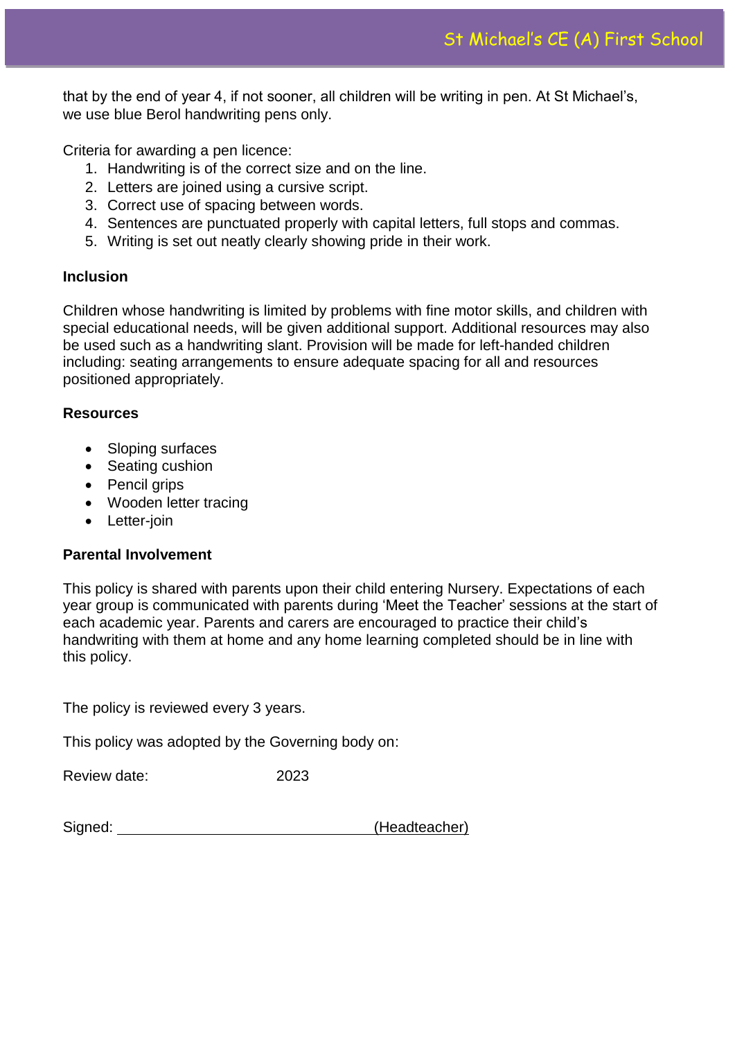that by the end of year 4, if not sooner, all children will be writing in pen. At St Michael's, we use blue Berol handwriting pens only.

Criteria for awarding a pen licence:

1. Handwriting is of the correct size and on the line.
2. Letters are joined using a cursive script.
3. Correct use of spacing between words.
4. Sentences are punctuated properly with capital letters, full stops and commas.
5. Writing is set out neatly clearly showing pride in their work.

**Inclusion**

Children whose handwriting is limited by problems with fine motor skills, and children with special educational needs, will be given additional support. Additional resources may also be used such as a handwriting slant. Provision will be made for left-handed children including: seating arrangements to ensure adequate spacing for all and resources positioned appropriately.

**Resources**

- Sloping surfaces
- Seating cushion
- Pencil grips
- Wooden letter tracing
- Letter-join

**Parental Involvement**

This policy is shared with parents upon their child entering Nursery. Expectations of each year group is communicated with parents during 'Meet the Teacher' sessions at the start of each academic year. Parents and carers are encouraged to practice their child's handwriting with them at home and any home learning completed should be in line with this policy.

The policy is reviewed every 3 years.

This policy was adopted by the Governing body on:

Review date: 2023

Signed: ______________________________ (Headteacher)